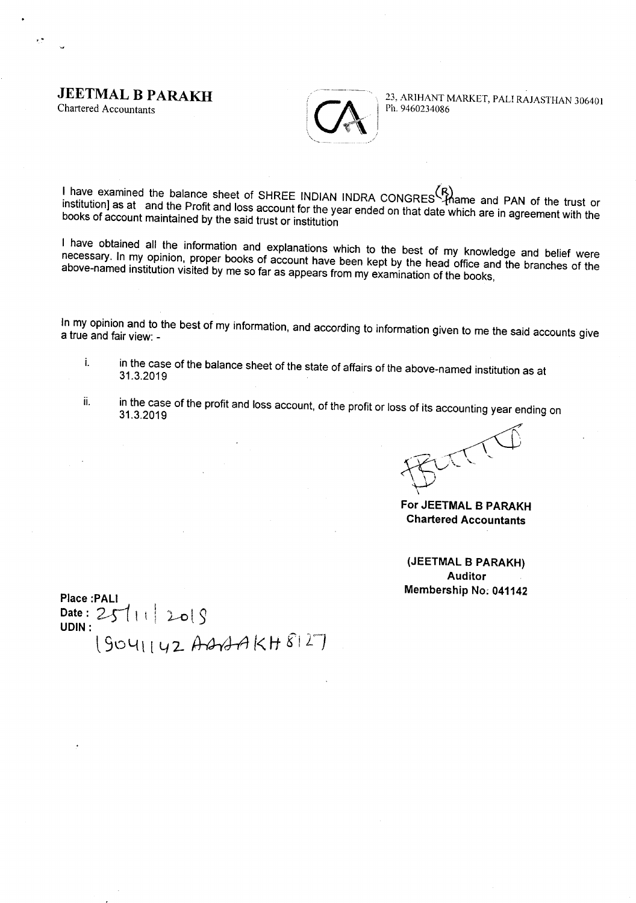**JEETMAL B PARAKH**
Chartered Accountants

23, ARIHANT MARKET, PALI RAJASTHAN 306401
Ph. 9460234086

I have examined the balance sheet of SHREE INDIAN INDRA CONGRES(R) [name and PAN of the trust or institution] as at and the Profit and loss account for the year ended on that date which are in agreement with the books of account maintained by the said trust or institution

I have obtained all the information and explanations which to the best of my knowledge and belief were necessary. In my opinion, proper books of account have been kept by the head office and the branches of the above-named institution visited by me so far as appears from my examination of the books,

In my opinion and to the best of my information, and according to information given to me the said accounts give a true and fair view: -

i. in the case of the balance sheet of the state of affairs of the above-named institution as at 31.3.2019

ii. in the case of the profit and loss account, of the profit or loss of its accounting year ending on 31.3.2019

**For JEETMAL B PARAKH**
**Chartered Accountants**

**(JEETMAL B PARAKH)**
**Auditor**
**Membership No: 041142**

**Place :PALI**
**Date :** 25/11/2019
**UDIN :**
19041142AAAAKH8127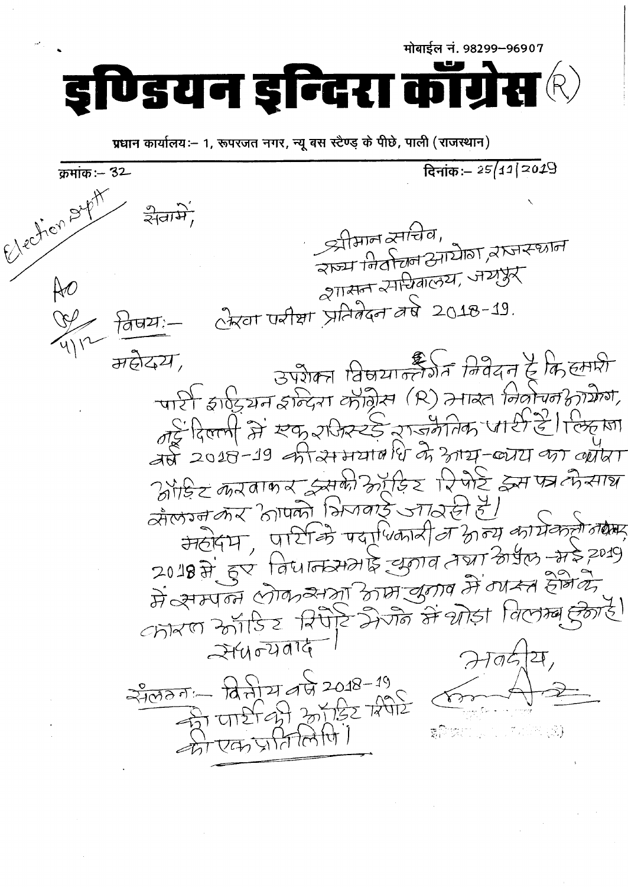मोबाईल नं. 98299-96907

# इण्डियन इन्दिरा काँग्रेस (R)

प्रधान कार्यालयः- 1, रूपरजत नगर, न्यू बस स्टैण्ड के पीछे, पाली (राजस्थान)

क्रमांक :- 32 दिनांक :- 25/11/2019

Election Deptt

AO

4/12

सेवामें,

श्रीमान सचिव,
राज्य निर्वाचन आयोग, राजस्थान
शासन सचिवालय, जयपुर

विषय:- लेखा परीक्षा प्रतिवेदन वर्ष 2018-19.

महोदय,

उपरोक्त विषयान्तर्गत निवेदन है कि हमारी पार्टी इण्डियन इन्दिरा कॉंग्रेस (R) भारत निर्वाचन आयोग, नई दिल्ली में एक रजिस्टर्ड राजनैतिक पार्टी है। लिहाजा वर्ष 2018-19 की समयावधि के आय-व्यय का ब्यौरा ऑडिट करवाकर इसकी ऑडिट रिपोर्ट इस पत्र के साथ संलग्न कर आपको भिजवाई जा रही है।

महोदय, पार्टी के पदाधिकारी व अन्य कार्यकर्ता नवम्बर 2018 में हुए विधानसभा चुनाव तथा अप्रैल-मई 2019 में सम्पन्न लोकसभा आम चुनाव में व्यस्त होने के कारण ऑडिट रिपोर्ट भेजने में थोड़ा विलम्ब हुआ है।

सधन्यवाद।

भवदीय,

संलग्नः- वित्तीय वर्ष 2018-19 की पार्टी की ऑडिट रिपोर्ट की एक प्रतिलिपि।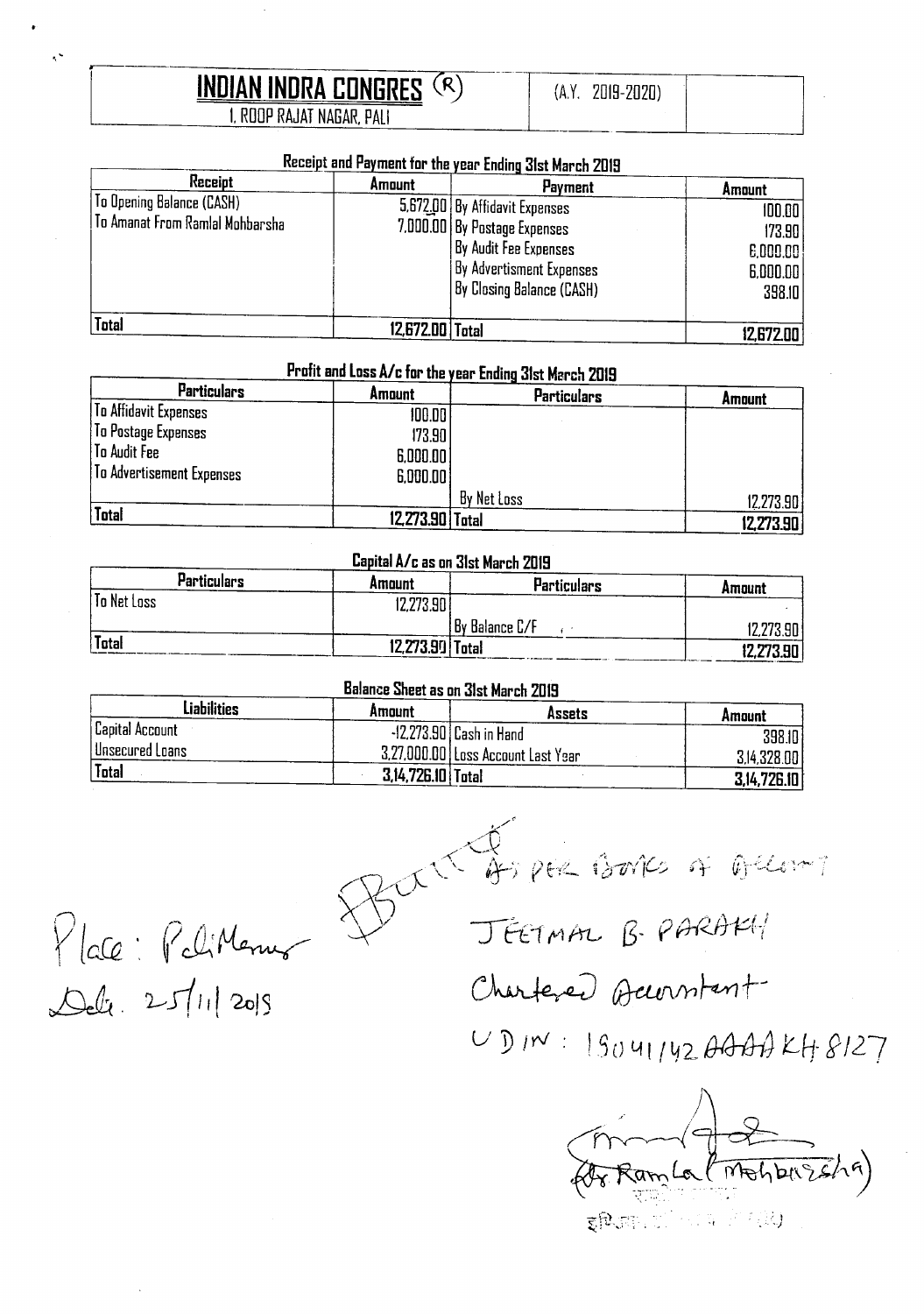# INDIAN INDRA CONGRES (R)

1, ROOP RAJAT NAGAR, PALI

(A.Y. 2019-2020)

## Receipt and Payment for the year Ending 31st March 2019

| Receipt | Amount | Payment | Amount |
|---|---|---|---|
| To Opening Balance (CASH) | 5,672.00 | By Affidavit Expenses | 100.00 |
| To Amanat From Ramlal Mohbarsha | 7,000.00 | By Postage Expenses | 173.90 |
| | | By Audit Fee Expenses | 6,000.00 |
| | | By Advertisment Expenses | 6,000.00 |
| | | By Closing Balance (CASH) | 398.10 |
| Total | 12,672.00 | Total | 12,672.00 |

## Profit and Loss A/c for the year Ending 31st March 2019

| Particulars | Amount | Particulars | Amount |
|---|---|---|---|
| To Affidavit Expenses | 100.00 | | |
| To Postage Expenses | 173.90 | | |
| To Audit Fee | 6,000.00 | | |
| To Advertisement Expenses | 6,000.00 | | |
| | | By Net Loss | 12,273.90 |
| Total | 12,273.90 | Total | 12,273.90 |

## Capital A/c as on 31st March 2019

| Particulars | Amount | Particulars | Amount |
|---|---|---|---|
| To Net Loss | 12,273.90 | | |
| | | By Balance C/F | 12,273.90 |
| Total | 12,273.90 | Total | 12,273.90 |

## Balance Sheet as on 31st March 2019

| Liabilities | Amount | Assets | Amount |
|---|---|---|---|
| Capital Account | -12,273.90 | Cash in Hand | 398.10 |
| Unsecured Loans | 3,27,000.00 | Loss Account Last Year | 3,14,328.00 |
| Total | 3,14,726.10 | Total | 3,14,726.10 |

Place: Pali Marwar

Date: 25/11/2019

As per Books of Account

JEETMAL B. PARAKH

Chartered Accountant

UDIN: 19041142AAAAKH8127

(for Ramlal Mohbarsha)